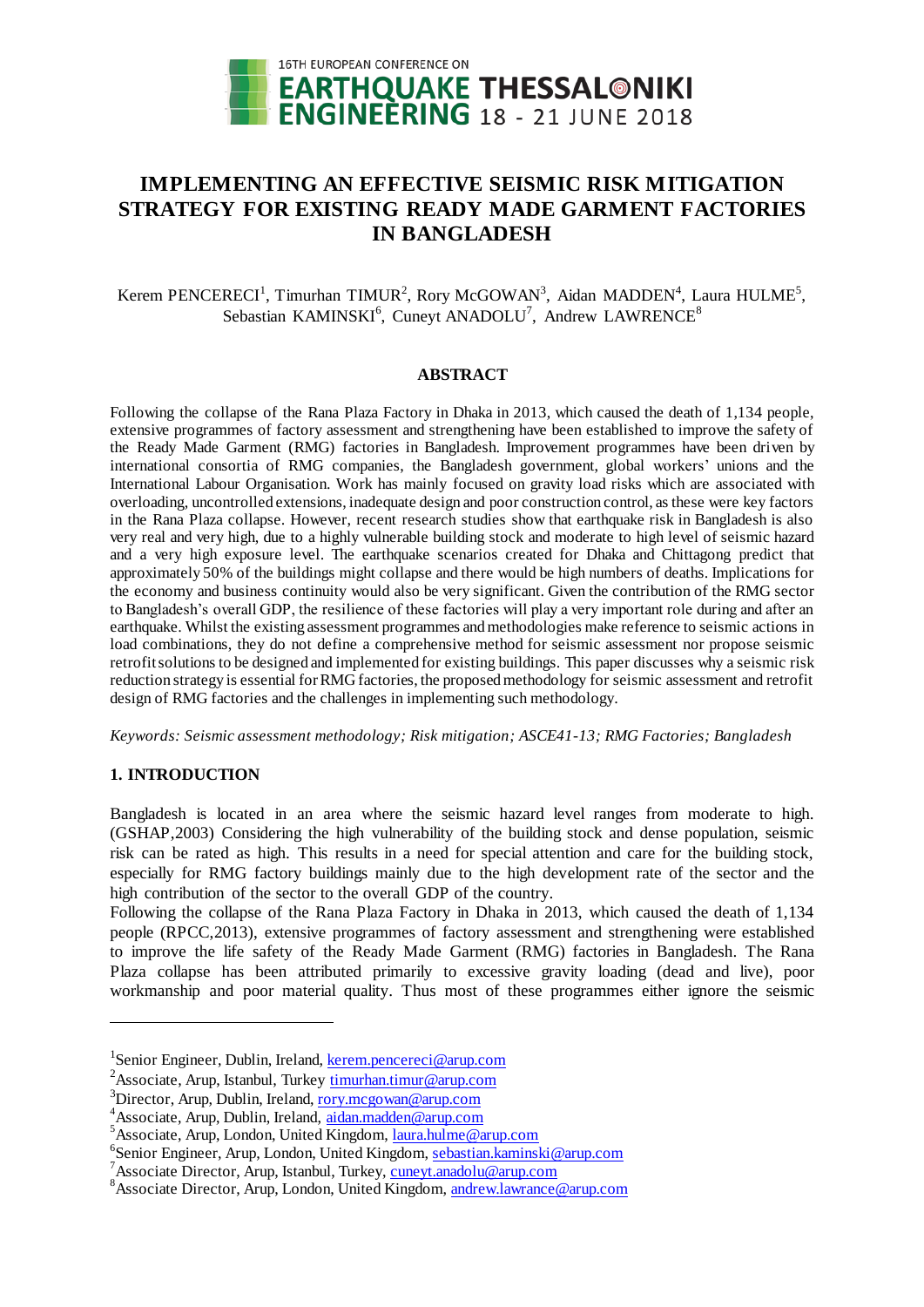# IMPLEMENTING AN EFFECTIVE SEISMIC RISK MITIGATION STRATEGY FOR EXISTING READY MADE GARMENT FACTORIES IN BANGLADESH

Kerem PENCERECI[1], Timurhan TIMUR[2], Rory McGOWAN[3], Aidan MADDEN[4], Laura HULME[5], Sebastian KAMINSKI[6], Cuneyt ANADOLU[7], Andrew LAWRENCE[8]

## ABSTRACT

Following the collapse of the Rana Plaza Factory in Dhaka in 2013, which caused the death of 1,134 people, extensive programmes of factory assessment and strengthening have been established to improve the safety of the Ready Made Garment (RMG) factories in Bangladesh. Improvement programmes have been driven by international consortia of RMG companies, the Bangladesh government, global workers' unions and the International Labour Organisation. Work has mainly focused on gravity load risks which are associated with overloading, uncontrolled extensions, inadequate design and poor construction control, as these were key factors in the Rana Plaza collapse. However, recent research studies show that earthquake risk in Bangladesh is also very real and very high, due to a highly vulnerable building stock and moderate to high level of seismic hazard and a very high exposure level. The earthquake scenarios created for Dhaka and Chittagong predict that approximately 50% of the buildings might collapse and there would be high numbers of deaths. Implications for the economy and business continuity would also be very significant. Given the contribution of the RMG sector to Bangladesh's overall GDP, the resilience of these factories will play a very important role during and after an earthquake. Whilst the existing assessment programmes and methodologies make reference to seismic actions in load combinations, they do not define a comprehensive method for seismic assessment nor propose seismic retrofit solutions to be designed and implemented for existing buildings. This paper discusses why a seismic risk reduction strategy is essential for RMG factories, the proposed methodology for seismic assessment and retrofit design of RMG factories and the challenges in implementing such methodology.

*Keywords: Seismic assessment methodology; Risk mitigation; ASCE41-13; RMG Factories; Bangladesh*

## 1. INTRODUCTION

Bangladesh is located in an area where the seismic hazard level ranges from moderate to high. (GSHAP,2003) Considering the high vulnerability of the building stock and dense population, seismic risk can be rated as high. This results in a need for special attention and care for the building stock, especially for RMG factory buildings mainly due to the high development rate of the sector and the high contribution of the sector to the overall GDP of the country.

Following the collapse of the Rana Plaza Factory in Dhaka in 2013, which caused the death of 1,134 people (RPCC,2013), extensive programmes of factory assessment and strengthening were established to improve the life safety of the Ready Made Garment (RMG) factories in Bangladesh. The Rana Plaza collapse has been attributed primarily to excessive gravity loading (dead and live), poor workmanship and poor material quality. Thus most of these programmes either ignore the seismic

---

[1]Senior Engineer, Dublin, Ireland, kerem.pencereci@arup.com

[2]Associate, Arup, Istanbul, Turkey timurhan.timur@arup.com

[3]Director, Arup, Dublin, Ireland, rory.mcgowan@arup.com

[4]Associate, Arup, Dublin, Ireland, aidan.madden@arup.com

[5]Associate, Arup, London, United Kingdom, laura.hulme@arup.com

[6]Senior Engineer, Arup, London, United Kingdom, sebastian.kaminski@arup.com

[7]Associate Director, Arup, Istanbul, Turkey, cuneyt.anadolu@arup.com

[8]Associate Director, Arup, London, United Kingdom, andrew.lawrance@arup.com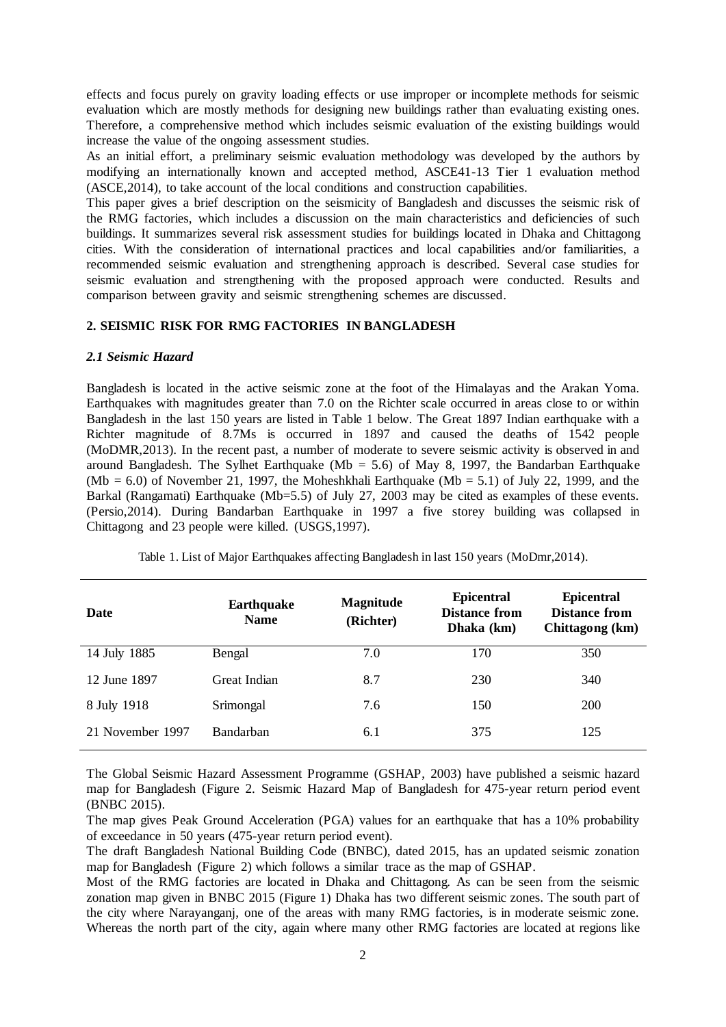effects and focus purely on gravity loading effects or use improper or incomplete methods for seismic evaluation which are mostly methods for designing new buildings rather than evaluating existing ones. Therefore, a comprehensive method which includes seismic evaluation of the existing buildings would increase the value of the ongoing assessment studies.

As an initial effort, a preliminary seismic evaluation methodology was developed by the authors by modifying an internationally known and accepted method, ASCE41-13 Tier 1 evaluation method (ASCE,2014), to take account of the local conditions and construction capabilities.

This paper gives a brief description on the seismicity of Bangladesh and discusses the seismic risk of the RMG factories, which includes a discussion on the main characteristics and deficiencies of such buildings. It summarizes several risk assessment studies for buildings located in Dhaka and Chittagong cities. With the consideration of international practices and local capabilities and/or familiarities, a recommended seismic evaluation and strengthening approach is described. Several case studies for seismic evaluation and strengthening with the proposed approach were conducted. Results and comparison between gravity and seismic strengthening schemes are discussed.

## 2. SEISMIC RISK FOR RMG FACTORIES IN BANGLADESH

### *2.1 Seismic Hazard*

Bangladesh is located in the active seismic zone at the foot of the Himalayas and the Arakan Yoma. Earthquakes with magnitudes greater than 7.0 on the Richter scale occurred in areas close to or within Bangladesh in the last 150 years are listed in Table 1 below. The Great 1897 Indian earthquake with a Richter magnitude of 8.7Ms is occurred in 1897 and caused the deaths of 1542 people (MoDMR,2013). In the recent past, a number of moderate to severe seismic activity is observed in and around Bangladesh. The Sylhet Earthquake (Mb = 5.6) of May 8, 1997, the Bandarban Earthquake (Mb = 6.0) of November 21, 1997, the Moheshkhali Earthquake (Mb = 5.1) of July 22, 1999, and the Barkal (Rangamati) Earthquake (Mb=5.5) of July 27, 2003 may be cited as examples of these events. (Persio,2014). During Bandarban Earthquake in 1997 a five storey building was collapsed in Chittagong and 23 people were killed. (USGS,1997).

Table 1. List of Major Earthquakes affecting Bangladesh in last 150 years (MoDmr,2014).

| Date | Earthquake Name | Magnitude (Richter) | Epicentral Distance from Dhaka (km) | Epicentral Distance from Chittagong (km) |
|---|---|---|---|---|
| 14 July 1885 | Bengal | 7.0 | 170 | 350 |
| 12 June 1897 | Great Indian | 8.7 | 230 | 340 |
| 8 July 1918 | Srimongal | 7.6 | 150 | 200 |
| 21 November 1997 | Bandarban | 6.1 | 375 | 125 |

The Global Seismic Hazard Assessment Programme (GSHAP, 2003) have published a seismic hazard map for Bangladesh (Figure 2. Seismic Hazard Map of Bangladesh for 475-year return period event (BNBC 2015).

The map gives Peak Ground Acceleration (PGA) values for an earthquake that has a 10% probability of exceedance in 50 years (475-year return period event).

The draft Bangladesh National Building Code (BNBC), dated 2015, has an updated seismic zonation map for Bangladesh (Figure 2) which follows a similar trace as the map of GSHAP.

Most of the RMG factories are located in Dhaka and Chittagong. As can be seen from the seismic zonation map given in BNBC 2015 (Figure 1) Dhaka has two different seismic zones. The south part of the city where Narayanganj, one of the areas with many RMG factories, is in moderate seismic zone. Whereas the north part of the city, again where many other RMG factories are located at regions like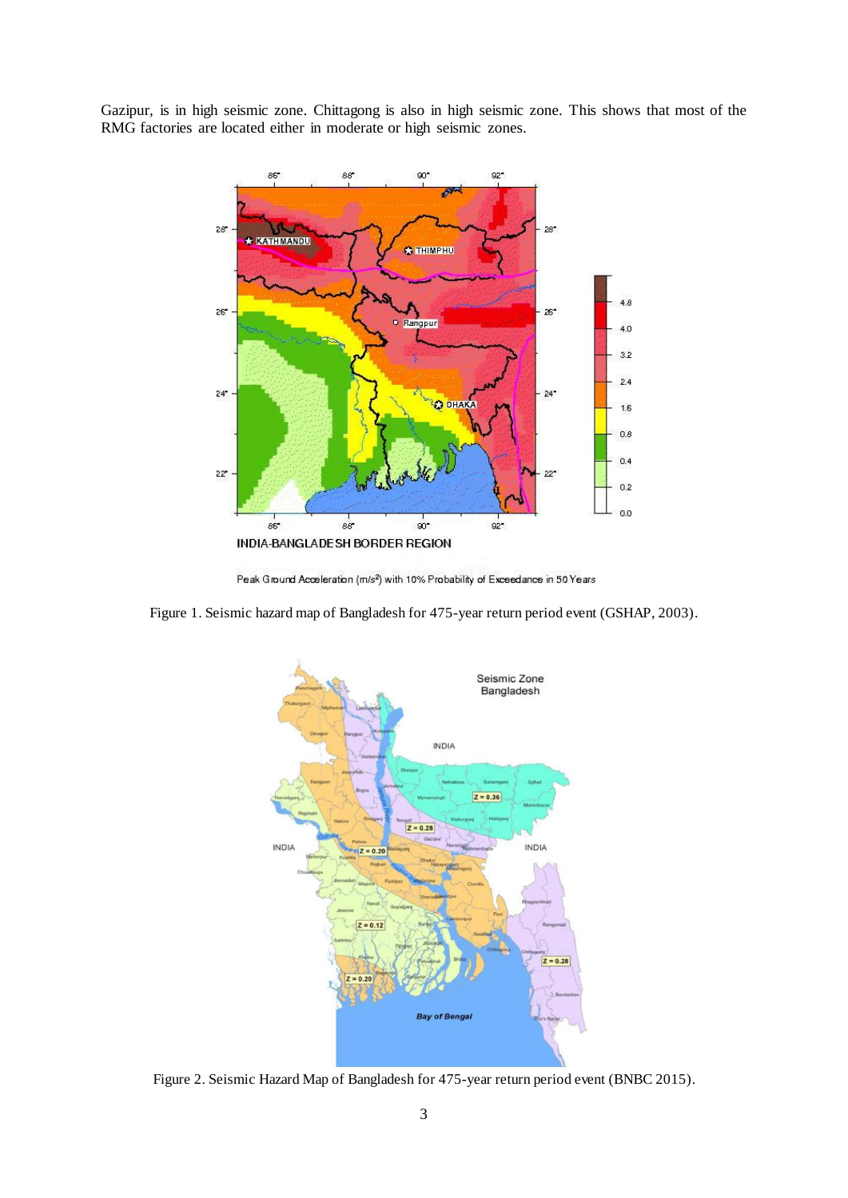Gazipur, is in high seismic zone. Chittagong is also in high seismic zone. This shows that most of the RMG factories are located either in moderate or high seismic zones.

Figure 1. Seismic hazard map of Bangladesh for 475-year return period event (GSHAP, 2003).

Figure 2. Seismic Hazard Map of Bangladesh for 475-year return period event (BNBC 2015).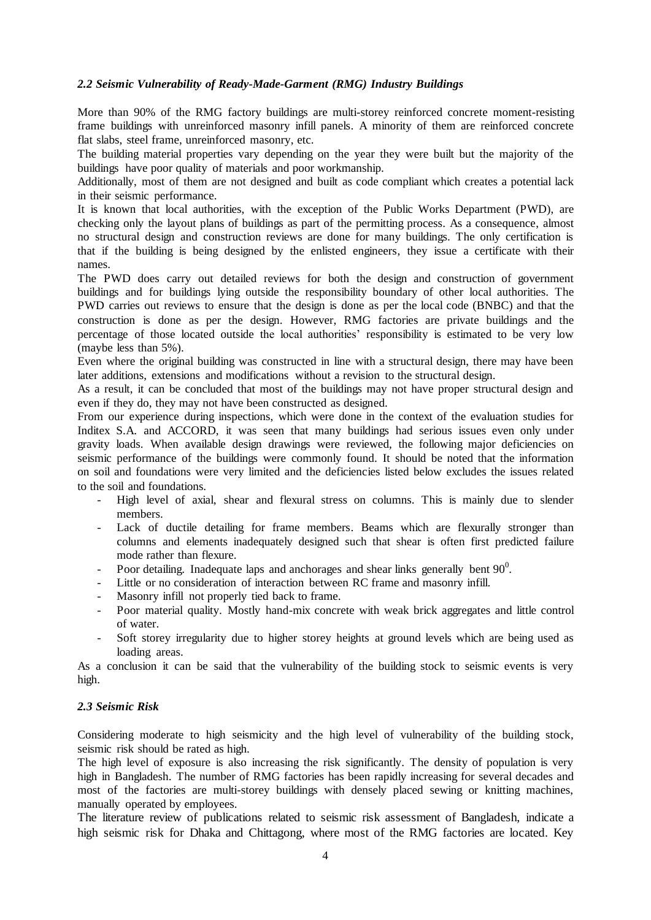### *2.2 Seismic Vulnerability of Ready-Made-Garment (RMG) Industry Buildings*

More than 90% of the RMG factory buildings are multi-storey reinforced concrete moment-resisting frame buildings with unreinforced masonry infill panels. A minority of them are reinforced concrete flat slabs, steel frame, unreinforced masonry, etc.

The building material properties vary depending on the year they were built but the majority of the buildings have poor quality of materials and poor workmanship.

Additionally, most of them are not designed and built as code compliant which creates a potential lack in their seismic performance.

It is known that local authorities, with the exception of the Public Works Department (PWD), are checking only the layout plans of buildings as part of the permitting process. As a consequence, almost no structural design and construction reviews are done for many buildings. The only certification is that if the building is being designed by the enlisted engineers, they issue a certificate with their names.

The PWD does carry out detailed reviews for both the design and construction of government buildings and for buildings lying outside the responsibility boundary of other local authorities. The PWD carries out reviews to ensure that the design is done as per the local code (BNBC) and that the construction is done as per the design. However, RMG factories are private buildings and the percentage of those located outside the local authorities' responsibility is estimated to be very low (maybe less than 5%).

Even where the original building was constructed in line with a structural design, there may have been later additions, extensions and modifications without a revision to the structural design.

As a result, it can be concluded that most of the buildings may not have proper structural design and even if they do, they may not have been constructed as designed.

From our experience during inspections, which were done in the context of the evaluation studies for Inditex S.A. and ACCORD, it was seen that many buildings had serious issues even only under gravity loads. When available design drawings were reviewed, the following major deficiencies on seismic performance of the buildings were commonly found. It should be noted that the information on soil and foundations were very limited and the deficiencies listed below excludes the issues related to the soil and foundations.

- High level of axial, shear and flexural stress on columns. This is mainly due to slender members.
- Lack of ductile detailing for frame members. Beams which are flexurally stronger than columns and elements inadequately designed such that shear is often first predicted failure mode rather than flexure.
- Poor detailing. Inadequate laps and anchorages and shear links generally bent $90^0$.
- Little or no consideration of interaction between RC frame and masonry infill.
- Masonry infill not properly tied back to frame.
- Poor material quality. Mostly hand-mix concrete with weak brick aggregates and little control of water.
- Soft storey irregularity due to higher storey heights at ground levels which are being used as loading areas.

As a conclusion it can be said that the vulnerability of the building stock to seismic events is very high.

### *2.3 Seismic Risk*

Considering moderate to high seismicity and the high level of vulnerability of the building stock, seismic risk should be rated as high.

The high level of exposure is also increasing the risk significantly. The density of population is very high in Bangladesh. The number of RMG factories has been rapidly increasing for several decades and most of the factories are multi-storey buildings with densely placed sewing or knitting machines, manually operated by employees.

The literature review of publications related to seismic risk assessment of Bangladesh, indicate a high seismic risk for Dhaka and Chittagong, where most of the RMG factories are located. Key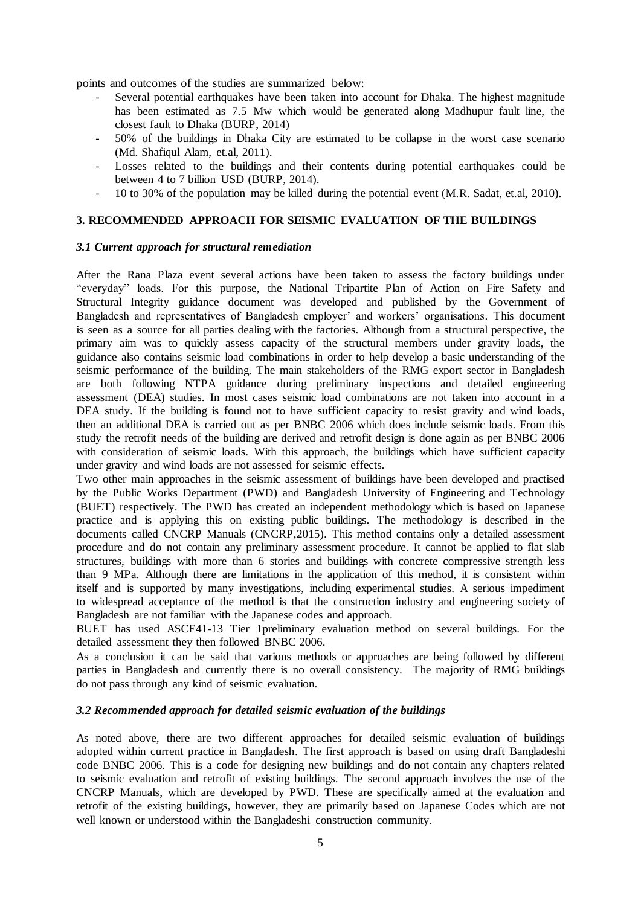points and outcomes of the studies are summarized below:

- Several potential earthquakes have been taken into account for Dhaka. The highest magnitude has been estimated as 7.5 Mw which would be generated along Madhupur fault line, the closest fault to Dhaka (BURP, 2014)
- 50% of the buildings in Dhaka City are estimated to be collapse in the worst case scenario (Md. Shafiqul Alam, et.al, 2011).
- Losses related to the buildings and their contents during potential earthquakes could be between 4 to 7 billion USD (BURP, 2014).
- 10 to 30% of the population may be killed during the potential event (M.R. Sadat, et.al, 2010).

## 3. RECOMMENDED APPROACH FOR SEISMIC EVALUATION OF THE BUILDINGS

### *3.1 Current approach for structural remediation*

After the Rana Plaza event several actions have been taken to assess the factory buildings under "everyday" loads. For this purpose, the National Tripartite Plan of Action on Fire Safety and Structural Integrity guidance document was developed and published by the Government of Bangladesh and representatives of Bangladesh employer' and workers' organisations. This document is seen as a source for all parties dealing with the factories. Although from a structural perspective, the primary aim was to quickly assess capacity of the structural members under gravity loads, the guidance also contains seismic load combinations in order to help develop a basic understanding of the seismic performance of the building. The main stakeholders of the RMG export sector in Bangladesh are both following NTPA guidance during preliminary inspections and detailed engineering assessment (DEA) studies. In most cases seismic load combinations are not taken into account in a DEA study. If the building is found not to have sufficient capacity to resist gravity and wind loads, then an additional DEA is carried out as per BNBC 2006 which does include seismic loads. From this study the retrofit needs of the building are derived and retrofit design is done again as per BNBC 2006 with consideration of seismic loads. With this approach, the buildings which have sufficient capacity under gravity and wind loads are not assessed for seismic effects.

Two other main approaches in the seismic assessment of buildings have been developed and practised by the Public Works Department (PWD) and Bangladesh University of Engineering and Technology (BUET) respectively. The PWD has created an independent methodology which is based on Japanese practice and is applying this on existing public buildings. The methodology is described in the documents called CNCRP Manuals (CNCRP,2015). This method contains only a detailed assessment procedure and do not contain any preliminary assessment procedure. It cannot be applied to flat slab structures, buildings with more than 6 stories and buildings with concrete compressive strength less than 9 MPa. Although there are limitations in the application of this method, it is consistent within itself and is supported by many investigations, including experimental studies. A serious impediment to widespread acceptance of the method is that the construction industry and engineering society of Bangladesh are not familiar with the Japanese codes and approach.

BUET has used ASCE41-13 Tier 1preliminary evaluation method on several buildings. For the detailed assessment they then followed BNBC 2006.

As a conclusion it can be said that various methods or approaches are being followed by different parties in Bangladesh and currently there is no overall consistency. The majority of RMG buildings do not pass through any kind of seismic evaluation.

### *3.2 Recommended approach for detailed seismic evaluation of the buildings*

As noted above, there are two different approaches for detailed seismic evaluation of buildings adopted within current practice in Bangladesh. The first approach is based on using draft Bangladeshi code BNBC 2006. This is a code for designing new buildings and do not contain any chapters related to seismic evaluation and retrofit of existing buildings. The second approach involves the use of the CNCRP Manuals, which are developed by PWD. These are specifically aimed at the evaluation and retrofit of the existing buildings, however, they are primarily based on Japanese Codes which are not well known or understood within the Bangladeshi construction community.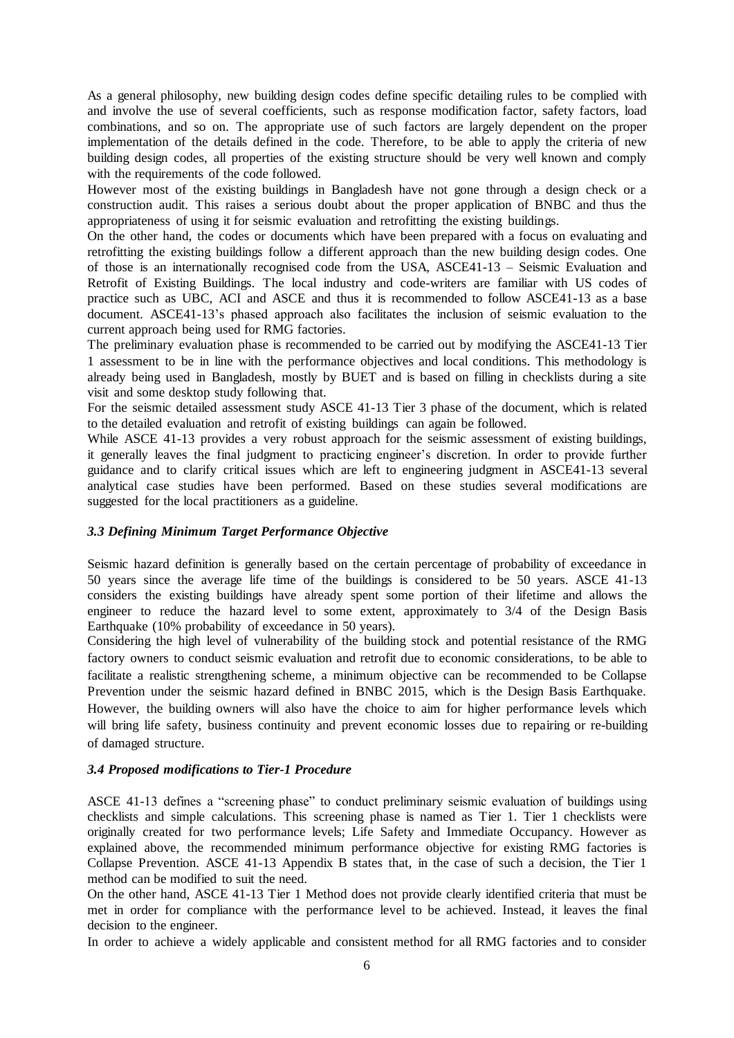As a general philosophy, new building design codes define specific detailing rules to be complied with and involve the use of several coefficients, such as response modification factor, safety factors, load combinations, and so on. The appropriate use of such factors are largely dependent on the proper implementation of the details defined in the code. Therefore, to be able to apply the criteria of new building design codes, all properties of the existing structure should be very well known and comply with the requirements of the code followed.

However most of the existing buildings in Bangladesh have not gone through a design check or a construction audit. This raises a serious doubt about the proper application of BNBC and thus the appropriateness of using it for seismic evaluation and retrofitting the existing buildings.

On the other hand, the codes or documents which have been prepared with a focus on evaluating and retrofitting the existing buildings follow a different approach than the new building design codes. One of those is an internationally recognised code from the USA, ASCE41-13 – Seismic Evaluation and Retrofit of Existing Buildings. The local industry and code-writers are familiar with US codes of practice such as UBC, ACI and ASCE and thus it is recommended to follow ASCE41-13 as a base document. ASCE41-13's phased approach also facilitates the inclusion of seismic evaluation to the current approach being used for RMG factories.

The preliminary evaluation phase is recommended to be carried out by modifying the ASCE41-13 Tier 1 assessment to be in line with the performance objectives and local conditions. This methodology is already being used in Bangladesh, mostly by BUET and is based on filling in checklists during a site visit and some desktop study following that.

For the seismic detailed assessment study ASCE 41-13 Tier 3 phase of the document, which is related to the detailed evaluation and retrofit of existing buildings can again be followed.

While ASCE 41-13 provides a very robust approach for the seismic assessment of existing buildings, it generally leaves the final judgment to practicing engineer's discretion. In order to provide further guidance and to clarify critical issues which are left to engineering judgment in ASCE41-13 several analytical case studies have been performed. Based on these studies several modifications are suggested for the local practitioners as a guideline.

### *3.3 Defining Minimum Target Performance Objective*

Seismic hazard definition is generally based on the certain percentage of probability of exceedance in 50 years since the average life time of the buildings is considered to be 50 years. ASCE 41-13 considers the existing buildings have already spent some portion of their lifetime and allows the engineer to reduce the hazard level to some extent, approximately to 3/4 of the Design Basis Earthquake (10% probability of exceedance in 50 years).

Considering the high level of vulnerability of the building stock and potential resistance of the RMG factory owners to conduct seismic evaluation and retrofit due to economic considerations, to be able to facilitate a realistic strengthening scheme, a minimum objective can be recommended to be Collapse Prevention under the seismic hazard defined in BNBC 2015, which is the Design Basis Earthquake. However, the building owners will also have the choice to aim for higher performance levels which will bring life safety, business continuity and prevent economic losses due to repairing or re-building of damaged structure.

### *3.4 Proposed modifications to Tier-1 Procedure*

ASCE 41-13 defines a "screening phase" to conduct preliminary seismic evaluation of buildings using checklists and simple calculations. This screening phase is named as Tier 1. Tier 1 checklists were originally created for two performance levels; Life Safety and Immediate Occupancy. However as explained above, the recommended minimum performance objective for existing RMG factories is Collapse Prevention. ASCE 41-13 Appendix B states that, in the case of such a decision, the Tier 1 method can be modified to suit the need.

On the other hand, ASCE 41-13 Tier 1 Method does not provide clearly identified criteria that must be met in order for compliance with the performance level to be achieved. Instead, it leaves the final decision to the engineer.

In order to achieve a widely applicable and consistent method for all RMG factories and to consider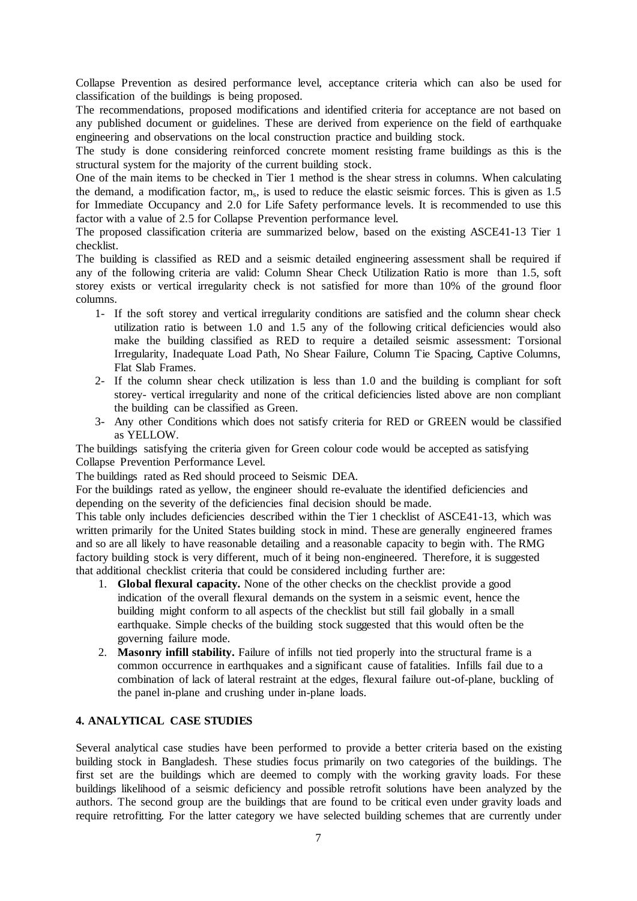Collapse Prevention as desired performance level, acceptance criteria which can also be used for classification of the buildings is being proposed.

The recommendations, proposed modifications and identified criteria for acceptance are not based on any published document or guidelines. These are derived from experience on the field of earthquake engineering and observations on the local construction practice and building stock.

The study is done considering reinforced concrete moment resisting frame buildings as this is the structural system for the majority of the current building stock.

One of the main items to be checked in Tier 1 method is the shear stress in columns. When calculating the demand, a modification factor, $m_s$, is used to reduce the elastic seismic forces. This is given as 1.5 for Immediate Occupancy and 2.0 for Life Safety performance levels. It is recommended to use this factor with a value of 2.5 for Collapse Prevention performance level.

The proposed classification criteria are summarized below, based on the existing ASCE41-13 Tier 1 checklist.

The building is classified as RED and a seismic detailed engineering assessment shall be required if any of the following criteria are valid: Column Shear Check Utilization Ratio is more than 1.5, soft storey exists or vertical irregularity check is not satisfied for more than 10% of the ground floor columns.

1- If the soft storey and vertical irregularity conditions are satisfied and the column shear check utilization ratio is between 1.0 and 1.5 any of the following critical deficiencies would also make the building classified as RED to require a detailed seismic assessment: Torsional Irregularity, Inadequate Load Path, No Shear Failure, Column Tie Spacing, Captive Columns, Flat Slab Frames.
2- If the column shear check utilization is less than 1.0 and the building is compliant for soft storey- vertical irregularity and none of the critical deficiencies listed above are non compliant the building can be classified as Green.
3- Any other Conditions which does not satisfy criteria for RED or GREEN would be classified as YELLOW.

The buildings satisfying the criteria given for Green colour code would be accepted as satisfying Collapse Prevention Performance Level.

The buildings rated as Red should proceed to Seismic DEA.

For the buildings rated as yellow, the engineer should re-evaluate the identified deficiencies and depending on the severity of the deficiencies final decision should be made.

This table only includes deficiencies described within the Tier 1 checklist of ASCE41-13, which was written primarily for the United States building stock in mind. These are generally engineered frames and so are all likely to have reasonable detailing and a reasonable capacity to begin with. The RMG factory building stock is very different, much of it being non-engineered. Therefore, it is suggested that additional checklist criteria that could be considered including further are:

1. **Global flexural capacity.** None of the other checks on the checklist provide a good indication of the overall flexural demands on the system in a seismic event, hence the building might conform to all aspects of the checklist but still fail globally in a small earthquake. Simple checks of the building stock suggested that this would often be the governing failure mode.
2. **Masonry infill stability.** Failure of infills not tied properly into the structural frame is a common occurrence in earthquakes and a significant cause of fatalities. Infills fail due to a combination of lack of lateral restraint at the edges, flexural failure out-of-plane, buckling of the panel in-plane and crushing under in-plane loads.

## 4. ANALYTICAL CASE STUDIES

Several analytical case studies have been performed to provide a better criteria based on the existing building stock in Bangladesh. These studies focus primarily on two categories of the buildings. The first set are the buildings which are deemed to comply with the working gravity loads. For these buildings likelihood of a seismic deficiency and possible retrofit solutions have been analyzed by the authors. The second group are the buildings that are found to be critical even under gravity loads and require retrofitting. For the latter category we have selected building schemes that are currently under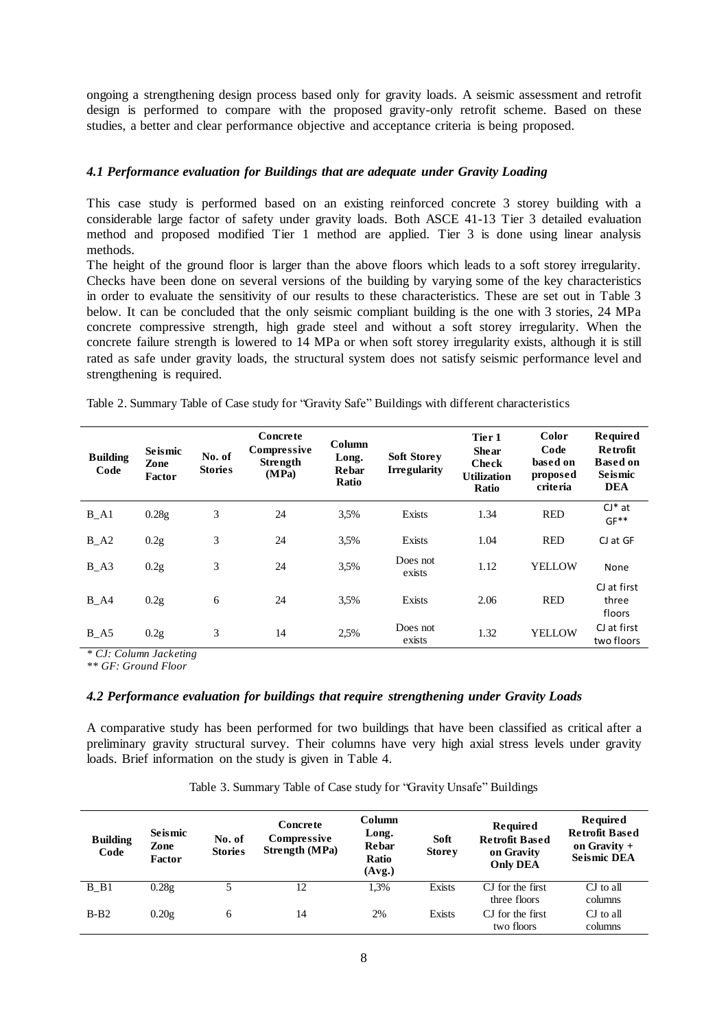ongoing a strengthening design process based only for gravity loads. A seismic assessment and retrofit design is performed to compare with the proposed gravity-only retrofit scheme. Based on these studies, a better and clear performance objective and acceptance criteria is being proposed.

### *4.1 Performance evaluation for Buildings that are adequate under Gravity Loading*

This case study is performed based on an existing reinforced concrete 3 storey building with a considerable large factor of safety under gravity loads. Both ASCE 41-13 Tier 3 detailed evaluation method and proposed modified Tier 1 method are applied. Tier 3 is done using linear analysis methods.

The height of the ground floor is larger than the above floors which leads to a soft storey irregularity. Checks have been done on several versions of the building by varying some of the key characteristics in order to evaluate the sensitivity of our results to these characteristics. These are set out in Table 3 below. It can be concluded that the only seismic compliant building is the one with 3 stories, 24 MPa concrete compressive strength, high grade steel and without a soft storey irregularity. When the concrete failure strength is lowered to 14 MPa or when soft storey irregularity exists, although it is still rated as safe under gravity loads, the structural system does not satisfy seismic performance level and strengthening is required.

Table 2. Summary Table of Case study for "Gravity Safe" Buildings with different characteristics

| Building Code | Seismic Zone Factor | No. of Stories | Concrete Compressive Strength (MPa) | Column Long. Rebar Ratio | Soft Storey Irregularity | Tier 1 Shear Check Utilization Ratio | Color Code based on proposed criteria | Required Retrofit Based on Seismic DEA |
|---|---|---|---|---|---|---|---|---|
| B_A1 | 0.28g | 3 | 24 | 3,5% | Exists | 1.34 | RED | CJ* at GF** |
| B_A2 | 0.2g | 3 | 24 | 3,5% | Exists | 1.04 | RED | CJ at GF |
| B_A3 | 0.2g | 3 | 24 | 3,5% | Does not exists | 1.12 | YELLOW | None |
| B_A4 | 0.2g | 6 | 24 | 3,5% | Exists | 2.06 | RED | CJ at first three floors |
| B_A5 | 0.2g | 3 | 14 | 2,5% | Does not exists | 1.32 | YELLOW | CJ at first two floors |

*\* CJ: Column Jacketing*
*\*\* GF: Ground Floor*

### *4.2 Performance evaluation for buildings that require strengthening under Gravity Loads*

A comparative study has been performed for two buildings that have been classified as critical after a preliminary gravity structural survey. Their columns have very high axial stress levels under gravity loads. Brief information on the study is given in Table 4.

Table 3. Summary Table of Case study for "Gravity Unsafe" Buildings

| Building Code | Seismic Zone Factor | No. of Stories | Concrete Compressive Strength (MPa) | Column Long. Rebar Ratio (Avg.) | Soft Storey | Required Retrofit Based on Gravity Only DEA | Required Retrofit Based on Gravity + Seismic DEA |
|---|---|---|---|---|---|---|---|
| B_B1 | 0.28g | 5 | 12 | 1,3% | Exists | CJ for the first three floors | CJ to all columns |
| B-B2 | 0.20g | 6 | 14 | 2% | Exists | CJ for the first two floors | CJ to all columns |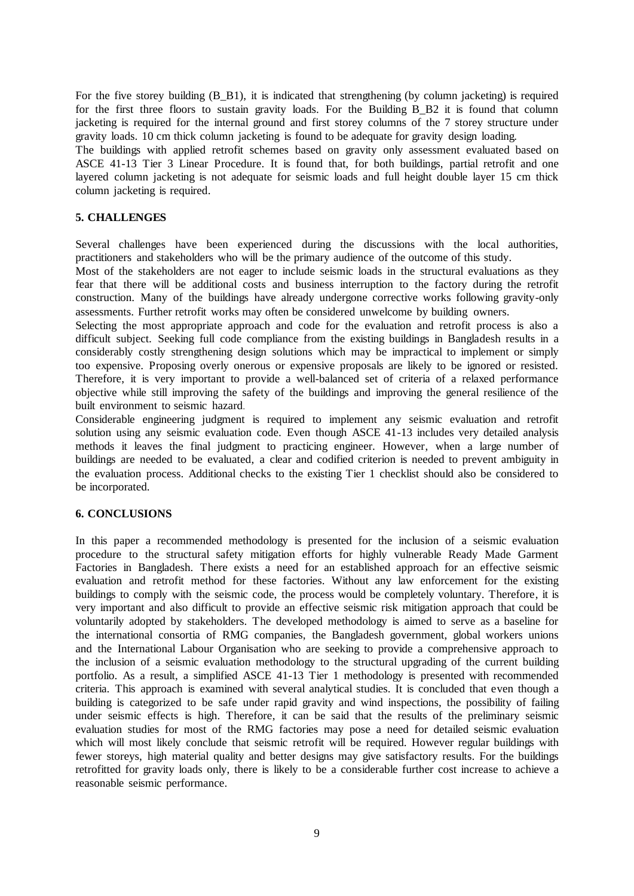For the five storey building (B_B1), it is indicated that strengthening (by column jacketing) is required for the first three floors to sustain gravity loads. For the Building B_B2 it is found that column jacketing is required for the internal ground and first storey columns of the 7 storey structure under gravity loads. 10 cm thick column jacketing is found to be adequate for gravity design loading.

The buildings with applied retrofit schemes based on gravity only assessment evaluated based on ASCE 41-13 Tier 3 Linear Procedure. It is found that, for both buildings, partial retrofit and one layered column jacketing is not adequate for seismic loads and full height double layer 15 cm thick column jacketing is required.

## 5. CHALLENGES

Several challenges have been experienced during the discussions with the local authorities, practitioners and stakeholders who will be the primary audience of the outcome of this study.

Most of the stakeholders are not eager to include seismic loads in the structural evaluations as they fear that there will be additional costs and business interruption to the factory during the retrofit construction. Many of the buildings have already undergone corrective works following gravity-only assessments. Further retrofit works may often be considered unwelcome by building owners.

Selecting the most appropriate approach and code for the evaluation and retrofit process is also a difficult subject. Seeking full code compliance from the existing buildings in Bangladesh results in a considerably costly strengthening design solutions which may be impractical to implement or simply too expensive. Proposing overly onerous or expensive proposals are likely to be ignored or resisted. Therefore, it is very important to provide a well-balanced set of criteria of a relaxed performance objective while still improving the safety of the buildings and improving the general resilience of the built environment to seismic hazard.

Considerable engineering judgment is required to implement any seismic evaluation and retrofit solution using any seismic evaluation code. Even though ASCE 41-13 includes very detailed analysis methods it leaves the final judgment to practicing engineer. However, when a large number of buildings are needed to be evaluated, a clear and codified criterion is needed to prevent ambiguity in the evaluation process. Additional checks to the existing Tier 1 checklist should also be considered to be incorporated.

## 6. CONCLUSIONS

In this paper a recommended methodology is presented for the inclusion of a seismic evaluation procedure to the structural safety mitigation efforts for highly vulnerable Ready Made Garment Factories in Bangladesh. There exists a need for an established approach for an effective seismic evaluation and retrofit method for these factories. Without any law enforcement for the existing buildings to comply with the seismic code, the process would be completely voluntary. Therefore, it is very important and also difficult to provide an effective seismic risk mitigation approach that could be voluntarily adopted by stakeholders. The developed methodology is aimed to serve as a baseline for the international consortia of RMG companies, the Bangladesh government, global workers unions and the International Labour Organisation who are seeking to provide a comprehensive approach to the inclusion of a seismic evaluation methodology to the structural upgrading of the current building portfolio. As a result, a simplified ASCE 41-13 Tier 1 methodology is presented with recommended criteria. This approach is examined with several analytical studies. It is concluded that even though a building is categorized to be safe under rapid gravity and wind inspections, the possibility of failing under seismic effects is high. Therefore, it can be said that the results of the preliminary seismic evaluation studies for most of the RMG factories may pose a need for detailed seismic evaluation which will most likely conclude that seismic retrofit will be required. However regular buildings with fewer storeys, high material quality and better designs may give satisfactory results. For the buildings retrofitted for gravity loads only, there is likely to be a considerable further cost increase to achieve a reasonable seismic performance.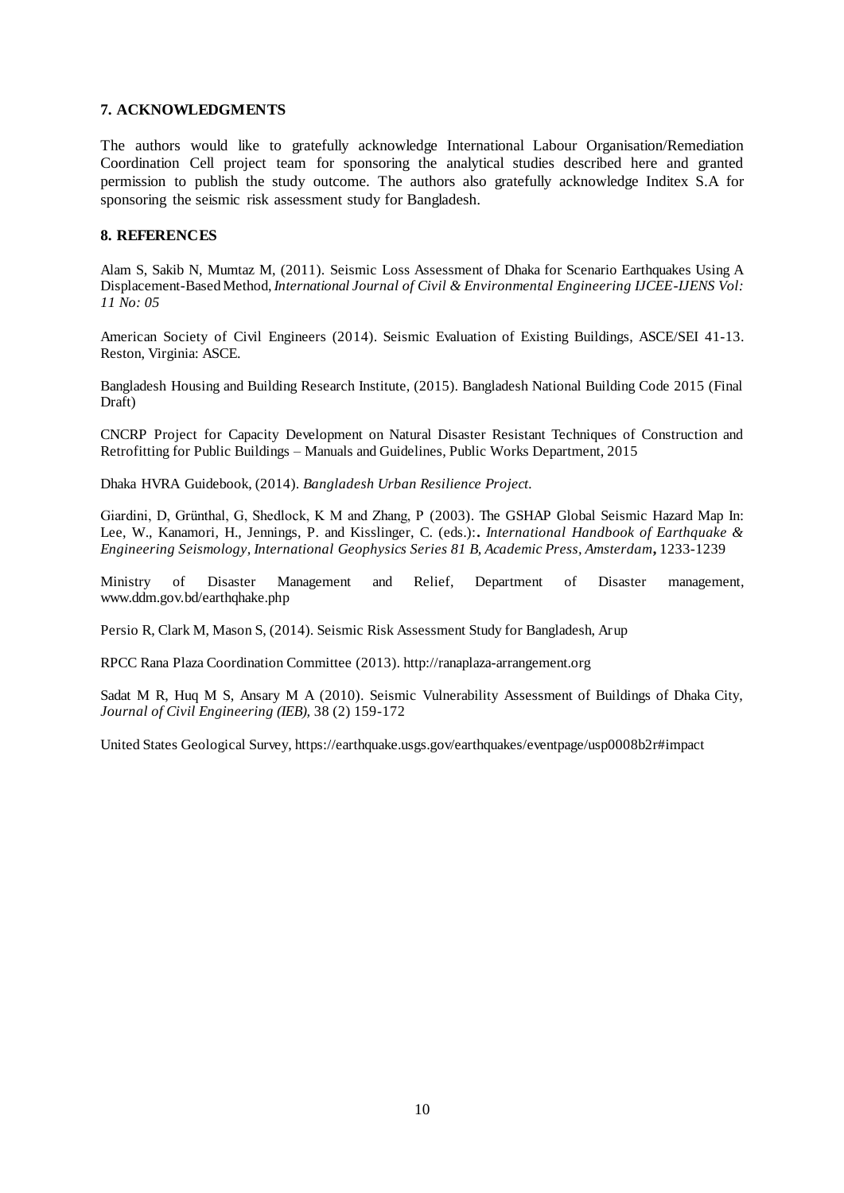## 7. ACKNOWLEDGMENTS

The authors would like to gratefully acknowledge International Labour Organisation/Remediation Coordination Cell project team for sponsoring the analytical studies described here and granted permission to publish the study outcome. The authors also gratefully acknowledge Inditex S.A for sponsoring the seismic risk assessment study for Bangladesh.

## 8. REFERENCES

Alam S, Sakib N, Mumtaz M, (2011). Seismic Loss Assessment of Dhaka for Scenario Earthquakes Using A Displacement-Based Method, *International Journal of Civil & Environmental Engineering IJCEE-IJENS Vol: 11 No: 05*

American Society of Civil Engineers (2014). Seismic Evaluation of Existing Buildings, ASCE/SEI 41-13. Reston, Virginia: ASCE.

Bangladesh Housing and Building Research Institute, (2015). Bangladesh National Building Code 2015 (Final Draft)

CNCRP Project for Capacity Development on Natural Disaster Resistant Techniques of Construction and Retrofitting for Public Buildings – Manuals and Guidelines, Public Works Department, 2015

Dhaka HVRA Guidebook, (2014). *Bangladesh Urban Resilience Project.*

Giardini, D, Grünthal, G, Shedlock, K M and Zhang, P (2003). The GSHAP Global Seismic Hazard Map In: Lee, W., Kanamori, H., Jennings, P. and Kisslinger, C. (eds.):**.** *International Handbook of Earthquake & Engineering Seismology, International Geophysics Series 81 B, Academic Press, Amsterdam***,** 1233-1239

Ministry of Disaster Management and Relief, Department of Disaster management, www.ddm.gov.bd/earthqhake.php

Persio R, Clark M, Mason S, (2014). Seismic Risk Assessment Study for Bangladesh, Arup

RPCC Rana Plaza Coordination Committee (2013). http://ranaplaza-arrangement.org

Sadat M R, Huq M S, Ansary M A (2010). Seismic Vulnerability Assessment of Buildings of Dhaka City, *Journal of Civil Engineering (IEB),* 38 (2) 159-172

United States Geological Survey, https://earthquake.usgs.gov/earthquakes/eventpage/usp0008b2r#impact